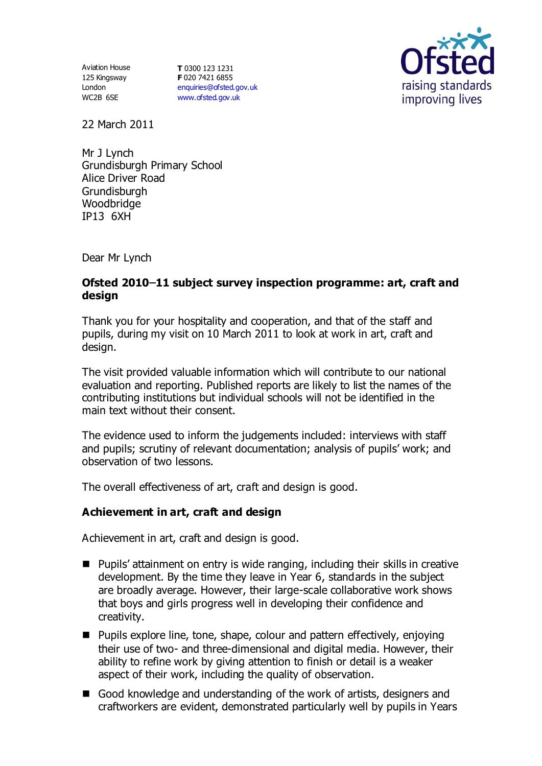Aviation House
125 Kingsway
London
WC2B 6SE

**T** 0300 123 1231
**F** 020 7421 6855
enquiries@ofsted.gov.uk
www.ofsted.gov.uk

22 March 2011

Mr J Lynch
Grundisburgh Primary School
Alice Driver Road
Grundisburgh
Woodbridge
IP13 6XH

Dear Mr Lynch

**Ofsted 2010–11 subject survey inspection programme: art, craft and design**

Thank you for your hospitality and cooperation, and that of the staff and pupils, during my visit on 10 March 2011 to look at work in art, craft and design.

The visit provided valuable information which will contribute to our national evaluation and reporting. Published reports are likely to list the names of the contributing institutions but individual schools will not be identified in the main text without their consent.

The evidence used to inform the judgements included: interviews with staff and pupils; scrutiny of relevant documentation; analysis of pupils' work; and observation of two lessons.

The overall effectiveness of art, craft and design is good.

### Achievement in art, craft and design

Achievement in art, craft and design is good.

- Pupils' attainment on entry is wide ranging, including their skills in creative development. By the time they leave in Year 6, standards in the subject are broadly average. However, their large-scale collaborative work shows that boys and girls progress well in developing their confidence and creativity.
- Pupils explore line, tone, shape, colour and pattern effectively, enjoying their use of two- and three-dimensional and digital media. However, their ability to refine work by giving attention to finish or detail is a weaker aspect of their work, including the quality of observation.
- Good knowledge and understanding of the work of artists, designers and craftworkers are evident, demonstrated particularly well by pupils in Years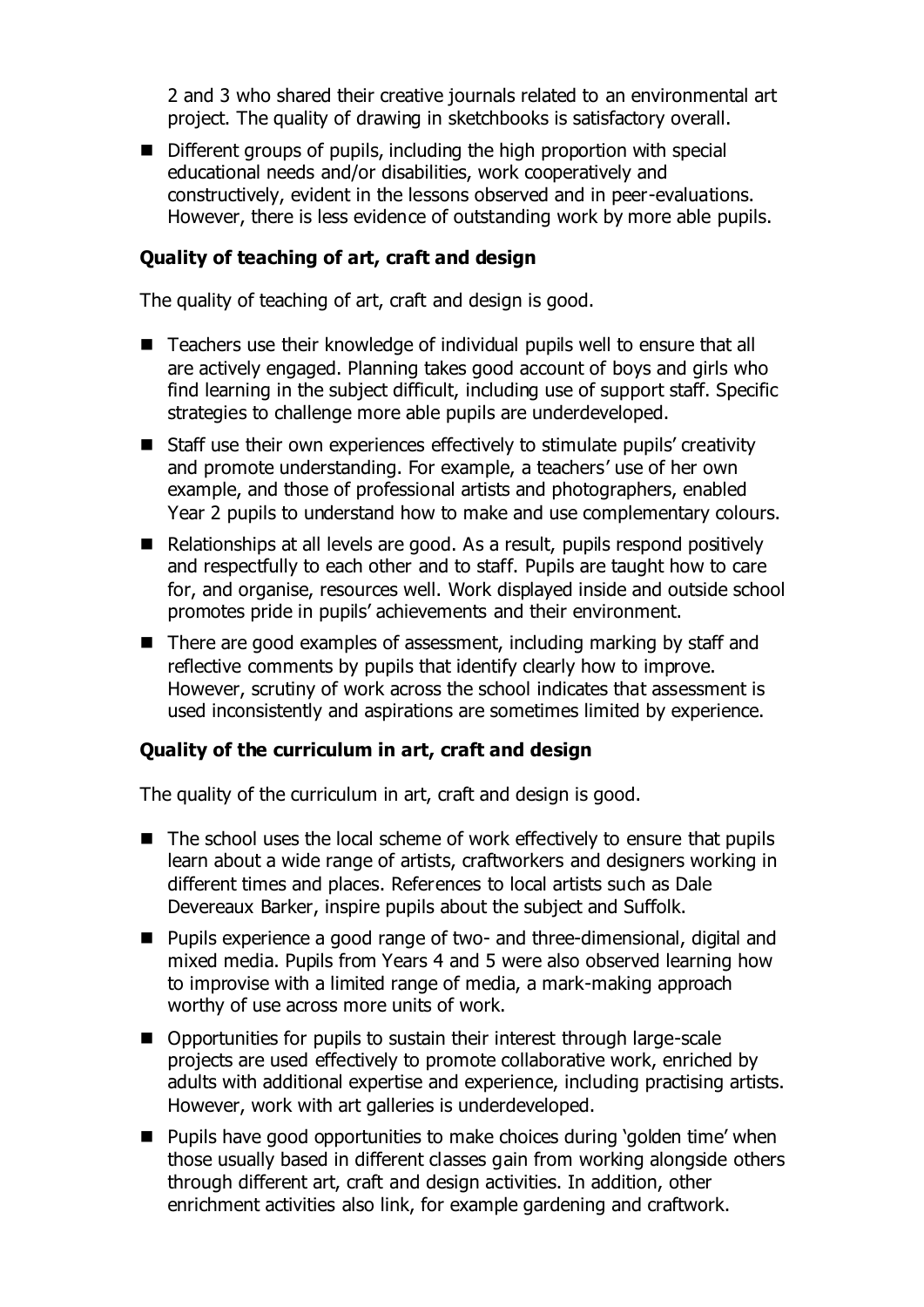2 and 3 who shared their creative journals related to an environmental art project. The quality of drawing in sketchbooks is satisfactory overall.

- Different groups of pupils, including the high proportion with special educational needs and/or disabilities, work cooperatively and constructively, evident in the lessons observed and in peer-evaluations. However, there is less evidence of outstanding work by more able pupils.

**Quality of teaching of art, craft and design**

The quality of teaching of art, craft and design is good.

- Teachers use their knowledge of individual pupils well to ensure that all are actively engaged. Planning takes good account of boys and girls who find learning in the subject difficult, including use of support staff. Specific strategies to challenge more able pupils are underdeveloped.
- Staff use their own experiences effectively to stimulate pupils' creativity and promote understanding. For example, a teachers' use of her own example, and those of professional artists and photographers, enabled Year 2 pupils to understand how to make and use complementary colours.
- Relationships at all levels are good. As a result, pupils respond positively and respectfully to each other and to staff. Pupils are taught how to care for, and organise, resources well. Work displayed inside and outside school promotes pride in pupils' achievements and their environment.
- There are good examples of assessment, including marking by staff and reflective comments by pupils that identify clearly how to improve. However, scrutiny of work across the school indicates that assessment is used inconsistently and aspirations are sometimes limited by experience.

**Quality of the curriculum in art, craft and design**

The quality of the curriculum in art, craft and design is good.

- The school uses the local scheme of work effectively to ensure that pupils learn about a wide range of artists, craftworkers and designers working in different times and places. References to local artists such as Dale Devereaux Barker, inspire pupils about the subject and Suffolk.
- Pupils experience a good range of two- and three-dimensional, digital and mixed media. Pupils from Years 4 and 5 were also observed learning how to improvise with a limited range of media, a mark-making approach worthy of use across more units of work.
- Opportunities for pupils to sustain their interest through large-scale projects are used effectively to promote collaborative work, enriched by adults with additional expertise and experience, including practising artists. However, work with art galleries is underdeveloped.
- Pupils have good opportunities to make choices during 'golden time' when those usually based in different classes gain from working alongside others through different art, craft and design activities. In addition, other enrichment activities also link, for example gardening and craftwork.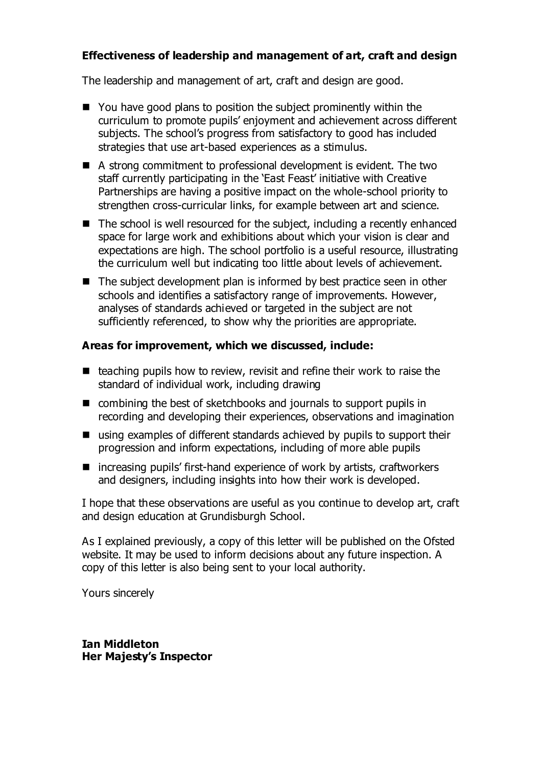**Effectiveness of leadership and management of art, craft and design**

The leadership and management of art, craft and design are good.

- You have good plans to position the subject prominently within the curriculum to promote pupils' enjoyment and achievement across different subjects. The school's progress from satisfactory to good has included strategies that use art-based experiences as a stimulus.
- A strong commitment to professional development is evident. The two staff currently participating in the 'East Feast' initiative with Creative Partnerships are having a positive impact on the whole-school priority to strengthen cross-curricular links, for example between art and science.
- The school is well resourced for the subject, including a recently enhanced space for large work and exhibitions about which your vision is clear and expectations are high. The school portfolio is a useful resource, illustrating the curriculum well but indicating too little about levels of achievement.
- The subject development plan is informed by best practice seen in other schools and identifies a satisfactory range of improvements. However, analyses of standards achieved or targeted in the subject are not sufficiently referenced, to show why the priorities are appropriate.

**Areas for improvement, which we discussed, include:**

- teaching pupils how to review, revisit and refine their work to raise the standard of individual work, including drawing
- combining the best of sketchbooks and journals to support pupils in recording and developing their experiences, observations and imagination
- using examples of different standards achieved by pupils to support their progression and inform expectations, including of more able pupils
- increasing pupils' first-hand experience of work by artists, craftworkers and designers, including insights into how their work is developed.

I hope that these observations are useful as you continue to develop art, craft and design education at Grundisburgh School.

As I explained previously, a copy of this letter will be published on the Ofsted website. It may be used to inform decisions about any future inspection. A copy of this letter is also being sent to your local authority.

Yours sincerely

**Ian Middleton**
**Her Majesty's Inspector**